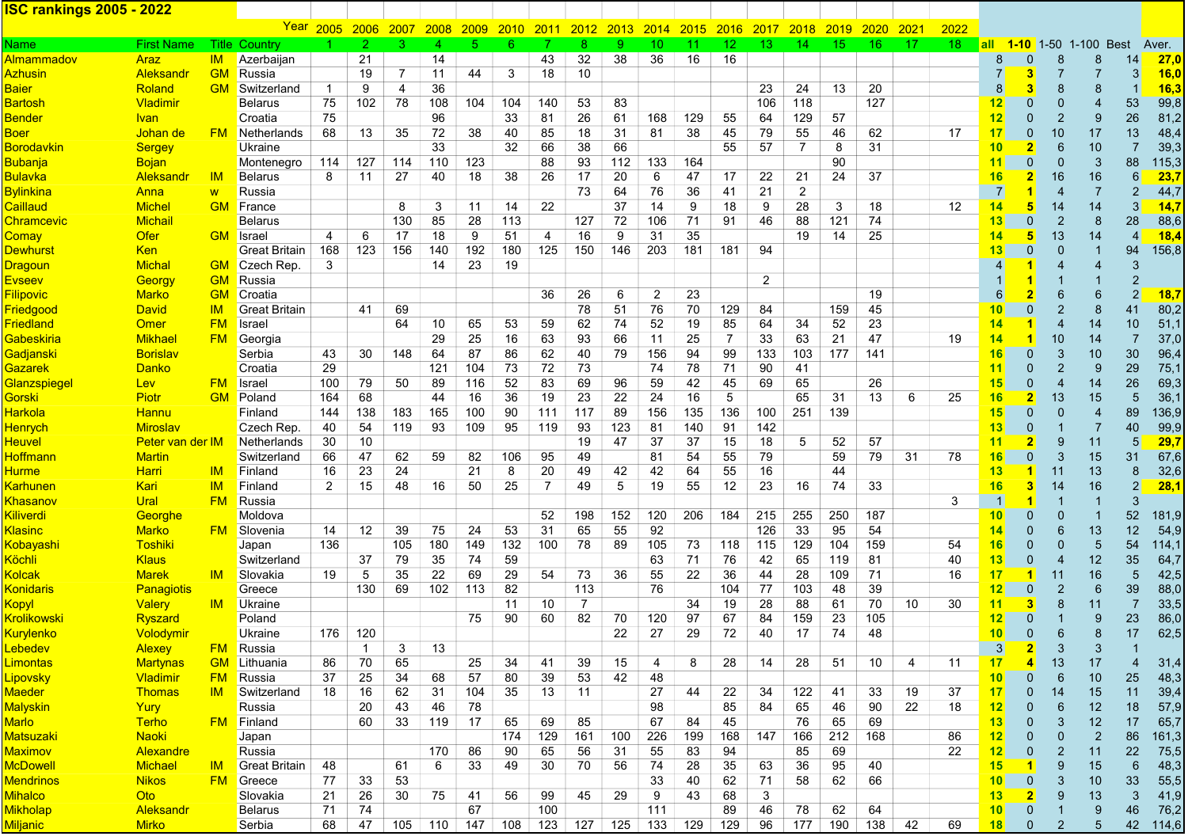# ISC rankings 2005 - 2022

| | | | Year | 2005 | 2006 | 2007 | 2008 | 2009 | 2010 | 2011 | 2012 | 2013 | 2014 | 2015 | 2016 | 2017 | 2018 | 2019 | 2020 | 2021 | 2022 | | | | | | |
|---|---|---|---|---|---|---|---|---|---|---|---|---|---|---|---|---|---|---|---|---|---|---|---|---|---|---|---|
| Name | First Name | Title | Country | 1 | 2 | 3 | 4 | 5 | 6 | 7 | 8 | 9 | 10 | 11 | 12 | 13 | 14 | 15 | 16 | 17 | 18 | all | 1-10 | 1-50 | 1-100 | Best | Aver. |
| Almammadov | Araz | IM | Azerbaijan | | 21 | | 14 | | | 43 | 32 | 38 | 36 | 16 | 16 | | | | | | | 8 | 0 | 8 | 8 | 14 | 27,0 |
| Azhusin | Aleksandr | GM | Russia | | 19 | 7 | 11 | 44 | 3 | 18 | 10 | | | | | | | | | | | 7 | 3 | 7 | 7 | 3 | 16,0 |
| Baier | Roland | GM | Switzerland | 1 | 9 | 4 | 36 | | | | | | | | | 23 | 24 | 13 | 20 | | | 8 | 3 | 8 | 8 | 1 | 16,3 |
| Bartosh | Vladimir | | Belarus | 75 | 102 | 78 | 108 | 104 | 104 | 140 | 53 | 83 | | | | 106 | 118 | | 127 | | | 12 | 0 | 0 | 4 | 53 | 99,8 |
| Bender | Ivan | | Croatia | 75 | | | 96 | | 33 | 81 | 26 | 61 | 168 | 129 | 55 | 64 | 129 | 57 | | | | 12 | 0 | 2 | 9 | 26 | 81,2 |
| Boer | Johan de | FM | Netherlands | 68 | 13 | 35 | 72 | 38 | 40 | 85 | 18 | 31 | 81 | 38 | 45 | 79 | 55 | 46 | 62 | | 17 | 17 | 0 | 10 | 17 | 13 | 48,4 |
| Borodavkin | Sergey | | Ukraine | | | | 33 | | 32 | 66 | 38 | 66 | | | 55 | 57 | 7 | 8 | 31 | | | 10 | 2 | 6 | 10 | 7 | 39,3 |
| Bubanja | Bojan | | Montenegro | 114 | 127 | 114 | 110 | 123 | | 88 | 93 | 112 | 133 | 164 | | | | 90 | | | | 11 | 0 | 0 | 3 | 88 | 115,3 |
| Bulavka | Aleksandr | IM | Belarus | 8 | 11 | 27 | 40 | 18 | 38 | 26 | 17 | 20 | 6 | 47 | 17 | 22 | 21 | 24 | 37 | | | 16 | 2 | 16 | 16 | 6 | 23,7 |
| Bylinkina | Anna | w | Russia | | | | | | | | 73 | 64 | 76 | 36 | 41 | 21 | 2 | | | | | 7 | 1 | 4 | 7 | 2 | 44,7 |
| Caillaud | Michel | GM | France | | | 8 | 3 | 11 | 14 | 22 | | 37 | 14 | 9 | 18 | 9 | 28 | 3 | 18 | | 12 | 14 | 5 | 14 | 14 | 3 | 14,7 |
| Chramcevic | Michail | | Belarus | | | 130 | 85 | 28 | 113 | | 127 | 72 | 106 | 71 | 91 | 46 | 88 | 121 | 74 | | | 13 | 0 | 2 | 8 | 28 | 88,6 |
| Comay | Ofer | GM | Israel | 4 | 6 | 17 | 18 | 9 | 51 | 4 | 16 | 9 | 31 | 35 | | | 19 | 14 | 25 | | | 14 | 5 | 13 | 14 | 4 | 18,4 |
| Dewhurst | Ken | | Great Britain | 168 | 123 | 156 | 140 | 192 | 180 | 125 | 150 | 146 | 203 | 181 | 181 | 94 | | | | | | 13 | 0 | 0 | 1 | 94 | 156,8 |
| Dragoun | Michal | GM | Czech Rep. | 3 | | | 14 | 23 | 19 | | | | | | | | | | | | | 4 | 1 | 4 | 4 | 3 | |
| Evseev | Georgy | GM | Russia | | | | | | | | | | | | | 2 | | | | | | 1 | 1 | 1 | 1 | 2 | |
| Filipovic | Marko | GM | Croatia | | | | | | | 36 | 26 | 6 | 2 | 23 | | | | | 19 | | | 6 | 2 | 6 | 6 | 2 | 18,7 |
| Friedgood | David | IM | Great Britain | | 41 | 69 | | | | | 78 | 51 | 76 | 70 | 129 | 84 | | 159 | 45 | | | 10 | 0 | 2 | 8 | 41 | 80,2 |
| Friedland | Omer | FM | Israel | | | 64 | 10 | 65 | 53 | 59 | 62 | 74 | 52 | 19 | 85 | 64 | 34 | 52 | 23 | | | 14 | 1 | 4 | 14 | 10 | 51,1 |
| Gabeskiria | Mikhael | FM | Georgia | | | | 29 | 25 | 16 | 63 | 93 | 66 | 11 | 25 | 7 | 33 | 63 | 21 | 47 | | 19 | 14 | 1 | 10 | 14 | 7 | 37,0 |
| Gadjanski | Borislav | | Serbia | 43 | 30 | 148 | 64 | 87 | 86 | 62 | 40 | 79 | 156 | 94 | 99 | 133 | 103 | 177 | 141 | | | 16 | 0 | 3 | 10 | 30 | 96,4 |
| Gazarek | Danko | | Croatia | 29 | | | 121 | 104 | 73 | 72 | 73 | | 74 | 78 | 71 | 90 | 41 | | | | | 11 | 0 | 2 | 9 | 29 | 75,1 |
| Glanzspiegel | Lev | FM | Israel | 100 | 79 | 50 | 89 | 116 | 52 | 83 | 69 | 96 | 59 | 42 | 45 | 69 | 65 | | 26 | | | 15 | 0 | 4 | 14 | 26 | 69,3 |
| Gorski | Piotr | GM | Poland | 164 | 68 | | 44 | 16 | 36 | 19 | 23 | 22 | 24 | 16 | 5 | | 65 | 31 | 13 | 6 | 25 | 16 | 2 | 13 | 15 | 5 | 36,1 |
| Harkola | Hannu | | Finland | 144 | 138 | 183 | 165 | 100 | 90 | 111 | 117 | 89 | 156 | 135 | 136 | 100 | 251 | 139 | | | | 15 | 0 | 0 | 4 | 89 | 136,9 |
| Henrych | Miroslav | | Czech Rep. | 40 | 54 | 119 | 93 | 109 | 95 | 119 | 93 | 123 | 81 | 140 | 91 | 142 | | | | | | 13 | 0 | 1 | 7 | 40 | 99,9 |
| Heuvel | Peter van der | IM | Netherlands | 30 | 10 | | | | | | 19 | 47 | 37 | 37 | 15 | 18 | 5 | 52 | 57 | | | 11 | 2 | 9 | 11 | 5 | 29,7 |
| Hoffmann | Martin | | Switzerland | 66 | 47 | 62 | 59 | 82 | 106 | 95 | 49 | | 81 | 54 | 55 | 79 | | 59 | 79 | 31 | 78 | 16 | 0 | 3 | 15 | 31 | 67,6 |
| Hurme | Harri | IM | Finland | 16 | 23 | 24 | | 21 | 8 | 20 | 49 | 42 | 42 | 64 | 55 | 16 | | 44 | | | | 13 | 1 | 11 | 13 | 8 | 32,6 |
| Karhunen | Kari | IM | Finland | 2 | 15 | 48 | 16 | 50 | 25 | 7 | 49 | 5 | 19 | 55 | 12 | 23 | 16 | 74 | 33 | | | 16 | 3 | 14 | 16 | 2 | 28,1 |
| Khasanov | Ural | FM | Russia | | | | | | | | | | | | | | | | | | 3 | 1 | 1 | 1 | 1 | 3 | |
| Kiliverdi | Georghe | | Moldova | | | | | | | 52 | 198 | 152 | 120 | 206 | 184 | 215 | 255 | 250 | 187 | | | 10 | 0 | 0 | 1 | 52 | 181,9 |
| Klasinc | Marko | FM | Slovenia | 14 | 12 | 39 | 75 | 24 | 53 | 31 | 65 | 55 | 92 | | | 126 | 33 | 95 | 54 | | | 14 | 0 | 6 | 13 | 12 | 54,9 |
| Kobayashi | Toshiki | | Japan | 136 | | 105 | 180 | 149 | 132 | 100 | 78 | 89 | 105 | 73 | 118 | 115 | 129 | 104 | 159 | | 54 | 16 | 0 | 0 | 5 | 54 | 114,1 |
| Köchli | Klaus | | Switzerland | | 37 | 79 | 35 | 74 | 59 | | | | 63 | 71 | 76 | 42 | 65 | 119 | 81 | | 40 | 13 | 0 | 4 | 12 | 35 | 64,7 |
| Kolcak | Marek | IM | Slovakia | 19 | 5 | 35 | 22 | 69 | 29 | 54 | 73 | 36 | 55 | 22 | 36 | 44 | 28 | 109 | 71 | | 16 | 17 | 1 | 11 | 16 | 5 | 42,5 |
| Konidaris | Panagiotis | | Greece | | 130 | 69 | 102 | 113 | 82 | | 113 | | 76 | | 104 | 77 | 103 | 48 | 39 | | | 12 | 0 | 2 | 6 | 39 | 88,0 |
| Kopyl | Valery | IM | Ukraine | | | | | | 11 | 10 | 7 | | | 34 | 19 | 28 | 88 | 61 | 70 | 10 | 30 | 11 | 3 | 8 | 11 | 7 | 33,5 |
| Krolikowski | Ryszard | | Poland | | | | | 75 | 90 | 60 | 82 | 70 | 120 | 97 | 67 | 84 | 159 | 23 | 105 | | | 12 | 0 | 1 | 9 | 23 | 86,0 |
| Kurylenko | Volodymir | | Ukraine | 176 | 120 | | | | | | | 22 | 27 | 29 | 72 | 40 | 17 | 74 | 48 | | | 10 | 0 | 6 | 8 | 17 | 62,5 |
| Lebedev | Alexey | FM | Russia | | 1 | 3 | 13 | | | | | | | | | | | | | | | 3 | 2 | 3 | 3 | 1 | |
| Limontas | Martynas | GM | Lithuania | 86 | 70 | 65 | | 25 | 34 | 41 | 39 | 15 | 4 | 8 | 28 | 14 | 28 | 51 | 10 | 4 | 11 | 17 | 4 | 13 | 17 | 4 | 31,4 |
| Lipovsky | Vladimir | FM | Russia | 37 | 25 | 34 | 68 | 57 | 80 | 39 | 53 | 42 | 48 | | | | | | | | | 10 | 0 | 6 | 10 | 25 | 48,3 |
| Maeder | Thomas | IM | Switzerland | 18 | 16 | 62 | 31 | 104 | 35 | 13 | 11 | | 27 | 44 | 22 | 34 | 122 | 41 | 33 | 19 | 37 | 17 | 0 | 14 | 15 | 11 | 39,4 |
| Malyskin | Yury | | Russia | | 20 | 43 | 46 | 78 | | | | | 98 | | 85 | 84 | 65 | 46 | 90 | 22 | 18 | 12 | 0 | 6 | 12 | 18 | 57,9 |
| Marlo | Terho | FM | Finland | | 60 | 33 | 119 | 17 | 65 | 69 | 85 | | 67 | 84 | 45 | | 76 | 65 | 69 | | | 13 | 0 | 3 | 12 | 17 | 65,7 |
| Matsuzaki | Naoki | | Japan | | | | | | 174 | 129 | 161 | 100 | 226 | 199 | 168 | 147 | 166 | 212 | 168 | | 86 | 12 | 0 | 0 | 2 | 86 | 161,3 |
| Maximov | Alexandre | | Russia | | | | 170 | 86 | 90 | 65 | 56 | 31 | 55 | 83 | 94 | | 85 | 69 | | | 22 | 12 | 0 | 2 | 11 | 22 | 75,5 |
| McDowell | Michael | IM | Great Britain | 48 | | 61 | 6 | 33 | 49 | 30 | 70 | 56 | 74 | 28 | 35 | 63 | 36 | 95 | 40 | | | 15 | 1 | 9 | 15 | 6 | 48,3 |
| Mendrinos | Nikos | FM | Greece | 77 | 33 | 53 | | | | | | | 33 | 40 | 62 | 71 | 58 | 62 | 66 | | | 10 | 0 | 3 | 10 | 33 | 55,5 |
| Mihalco | Oto | | Slovakia | 21 | 26 | 30 | 75 | 41 | 56 | 99 | 45 | 29 | 9 | 43 | 68 | 3 | | | | | | 13 | 2 | 9 | 13 | 3 | 41,9 |
| Mikholap | Aleksandr | | Belarus | 71 | 74 | | | 67 | | 100 | | | 111 | | 89 | 46 | 78 | 62 | 64 | | | 10 | 0 | 1 | 9 | 46 | 76,2 |
| Miljanic | Mirko | | Serbia | 68 | 47 | 105 | 110 | 147 | 108 | 123 | 127 | 125 | 133 | 129 | 129 | 96 | 177 | 190 | 138 | 42 | 69 | 18 | 0 | 2 | 5 | 42 | 114,6 |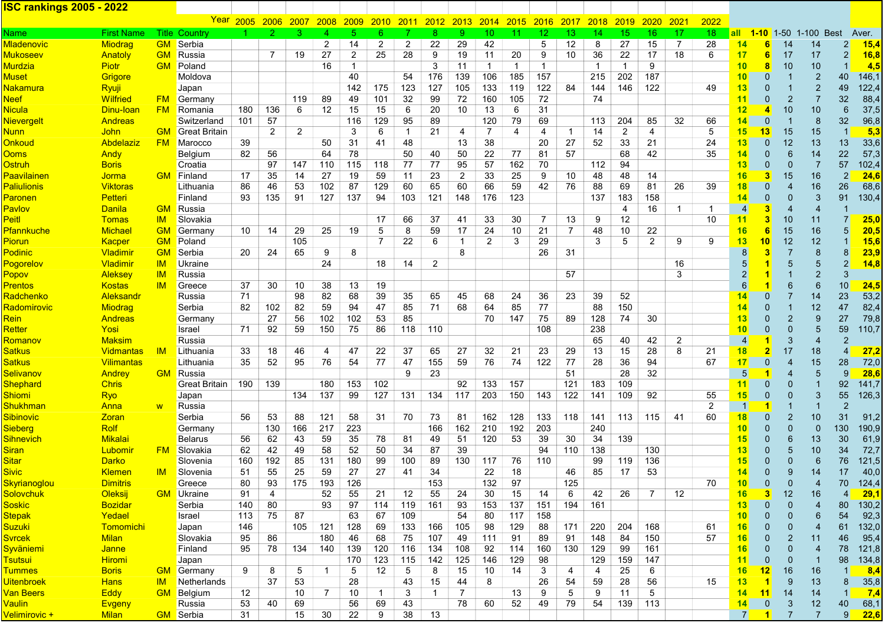| ISC rankings 2005 - 2022 | | | Year | 2005 | 2006 | 2007 | 2008 | 2009 | 2010 | 2011 | 2012 | 2013 | 2014 | 2015 | 2016 | 2017 | 2018 | 2019 | 2020 | 2021 | 2022 | | | | | | |
|---|---|---|---|---|---|---|---|---|---|---|---|---|---|---|---|---|---|---|---|---|---|---|---|---|---|---|---|
| Name | First Name | Title | Country | 1 | 2 | 3 | 4 | 5 | 6 | 7 | 8 | 9 | 10 | 11 | 12 | 13 | 14 | 15 | 16 | 17 | 18 | all | 1-10 | 1-50 | 1-100 | Best | Aver. |
| Mladenovic | Miodrag | GM | Serbia | | | | 2 | 14 | 2 | 2 | 22 | 29 | 42 | | 5 | 12 | 8 | 27 | 15 | 7 | 28 | 14 | 6 | 14 | 14 | 2 | 15,4 |
| Mukoseev | Anatoly | GM | Russia | | 7 | 19 | 27 | 2 | 25 | 28 | 9 | 19 | 11 | 20 | 9 | 10 | 36 | 22 | 17 | 18 | 6 | 17 | 6 | 17 | 17 | 2 | 16,8 |
| Murdzia | Piotr | GM | Poland | | | | 16 | 1 | | | 3 | 11 | 1 | 1 | 1 | | 1 | 1 | 9 | | | 10 | 8 | 10 | 10 | 1 | 4,5 |
| Muset | Grigore | | Moldova | | | | | 40 | | 54 | 176 | 139 | 106 | 185 | 157 | | 215 | 202 | 187 | | | 10 | 0 | 1 | 2 | 40 | 146,1 |
| Nakamura | Ryuji | | Japan | | | | | 142 | 175 | 123 | 127 | 105 | 133 | 119 | 122 | 84 | 144 | 146 | 122 | | 49 | 13 | 0 | 1 | 2 | 49 | 122,4 |
| Neef | Wilfried | FM | Germany | | | 119 | 89 | 49 | 101 | 32 | 99 | 72 | 160 | 105 | 72 | | 74 | | | | | 11 | 0 | 2 | 7 | 32 | 88,4 |
| Nicula | Dinu-Ioan | FM | Romania | 180 | 136 | 6 | 12 | 15 | 15 | 6 | 20 | 10 | 13 | 6 | 31 | | | | | | | 12 | 4 | 10 | 10 | 6 | 37,5 |
| Nievergelt | Andreas | | Switzerland | 101 | 57 | | | 116 | 129 | 95 | 89 | | 120 | 79 | 69 | | 113 | 204 | 85 | 32 | 66 | 14 | 0 | 1 | 8 | 32 | 96,8 |
| Nunn | John | GM | Great Britain | | 2 | 2 | | 3 | 6 | 1 | 21 | 4 | 7 | 4 | 4 | 1 | 14 | 2 | 4 | | 5 | 15 | 13 | 15 | 15 | 1 | 5,3 |
| Onkoud | Abdelaziz | FM | Marocco | 39 | | | 50 | 31 | 41 | 48 | | 13 | 38 | | 20 | 27 | 52 | 33 | 21 | | 24 | 13 | 0 | 12 | 13 | 13 | 33,6 |
| Ooms | Andy | | Belgium | 82 | 56 | | 64 | 78 | | 50 | 40 | 50 | 22 | 77 | 81 | 57 | | 68 | 42 | | 35 | 14 | 0 | 6 | 14 | 22 | 57,3 |
| Ostruh | Boris | | Croatia | | 97 | 147 | 110 | 115 | 118 | 77 | 77 | 95 | 57 | 162 | 70 | | 112 | 94 | | | | 13 | 0 | 0 | 7 | 57 | 102,4 |
| Paavilainen | Jorma | GM | Finland | 17 | 35 | 14 | 27 | 19 | 59 | 11 | 23 | 2 | 33 | 25 | 9 | 10 | 48 | 48 | 14 | | | 16 | 3 | 15 | 16 | 2 | 24,6 |
| Paliulionis | Viktoras | | Lithuania | 86 | 46 | 53 | 102 | 87 | 129 | 60 | 65 | 60 | 66 | 59 | 42 | 76 | 88 | 69 | 81 | 26 | 39 | 18 | 0 | 4 | 16 | 26 | 68,6 |
| Paronen | Petteri | | Finland | 93 | 135 | 91 | 127 | 137 | 94 | 103 | 121 | 148 | 176 | 123 | | | 137 | 183 | 158 | | | 14 | 0 | 0 | 3 | 91 | 130,4 |
| Pavlov | Danila | GM | Russia | | | | | | | | | | | | | | | 4 | 16 | 1 | 1 | 4 | 3 | 4 | 4 | 1 | |
| Peitl | Tomas | IM | Slovakia | | | | | | 17 | 66 | 37 | 41 | 33 | 30 | 7 | 13 | 9 | 12 | | | 10 | 11 | 3 | 10 | 11 | 7 | 25,0 |
| Pfannkuche | Michael | GM | Germany | 10 | 14 | 29 | 25 | 19 | 5 | 8 | 59 | 17 | 24 | 10 | 21 | 7 | 48 | 10 | 22 | | | 16 | 6 | 15 | 16 | 5 | 20,5 |
| Piorun | Kacper | GM | Poland | | | 105 | | | 7 | 22 | 6 | 1 | 2 | 3 | 29 | | 3 | 5 | 2 | 9 | 9 | 13 | 10 | 12 | 12 | 1 | 15,6 |
| Podinic | Vladimir | GM | Serbia | 20 | 24 | 65 | 9 | 8 | | | | 8 | | | 26 | 31 | | | | | | 8 | 3 | 7 | 8 | 8 | 23,9 |
| Pogorelov | Vladimir | IM | Ukraine | | | | 24 | | 18 | 14 | 2 | | | | | | | | | 16 | | 5 | 1 | 5 | 5 | 2 | 14,8 |
| Popov | Aleksey | IM | Russia | | | | | | | | | | | | | 57 | | | | 3 | | 2 | 1 | 1 | 2 | 3 | |
| Prentos | Kostas | IM | Greece | 37 | 30 | 10 | 38 | 13 | 19 | | | | | | | | | | | | | 6 | 1 | 6 | 6 | 10 | 24,5 |
| Radchenko | Aleksandr | | Russia | 71 | | 98 | 82 | 68 | 39 | 35 | 65 | 45 | 68 | 24 | 36 | 23 | 39 | 52 | | | | 14 | 0 | 7 | 14 | 23 | 53,2 |
| Radomirovic | Miodrag | | Serbia | 82 | 102 | 82 | 59 | 94 | 47 | 85 | 71 | 68 | 64 | 85 | 77 | | 88 | 150 | | | | 14 | 0 | 1 | 12 | 47 | 82,4 |
| Rein | Andreas | | Germany | | 27 | 56 | 102 | 102 | 53 | 85 | | | 70 | 147 | 75 | 89 | 128 | 74 | 30 | | | 13 | 0 | 2 | 9 | 27 | 79,8 |
| Retter | Yosi | | Israel | 71 | 92 | 59 | 150 | 75 | 86 | 118 | 110 | | | | 108 | | 238 | | | | | 10 | 0 | 0 | 5 | 59 | 110,7 |
| Romanov | Maksim | | Russia | | | | | | | | | | | | | | 65 | 40 | 42 | 2 | | 4 | 1 | 3 | 4 | 2 | |
| Satkus | Vidmantas | IM | Lithuania | 33 | 18 | 46 | 4 | 47 | 22 | 37 | 65 | 27 | 32 | 21 | 23 | 29 | 13 | 15 | 28 | 8 | 21 | 18 | 2 | 17 | 18 | 4 | 27,2 |
| Satkus | Vilimantas | | Lithuania | 35 | 52 | 95 | 76 | 54 | 77 | 47 | 155 | 59 | 76 | 74 | 122 | 77 | 28 | 36 | 94 | | 67 | 17 | 0 | 4 | 15 | 28 | 72,0 |
| Selivanov | Andrey | GM | Russia | | | | | | | 9 | 23 | | | | | 51 | | 28 | 32 | | | 5 | 1 | 4 | 5 | 9 | 28,6 |
| Shephard | Chris | | Great Britain | 190 | 139 | | 180 | 153 | 102 | | | 92 | 133 | 157 | | 121 | 183 | 109 | | | | 11 | 0 | 0 | 1 | 92 | 141,7 |
| Shiomi | Ryo | | Japan | | | 134 | 137 | 99 | 127 | 131 | 134 | 117 | 203 | 150 | 143 | 122 | 141 | 109 | 92 | | 55 | 15 | 0 | 0 | 3 | 55 | 126,3 |
| Shukhman | Anna | w | Russia | | | | | | | | | | | | | | | | | | 2 | 1 | 1 | 1 | 1 | 2 | |
| Sibinovic | Zoran | | Serbia | 56 | 53 | 88 | 121 | 58 | 31 | 70 | 73 | 81 | 162 | 128 | 133 | 118 | 141 | 113 | 115 | 41 | 60 | 18 | 0 | 2 | 10 | 31 | 91,2 |
| Sieberg | Rolf | | Germany | | 130 | 166 | 217 | 223 | | | 166 | 162 | 210 | 192 | 203 | | 240 | | | | | 10 | 0 | 0 | 0 | 130 | 190,9 |
| Sihnevich | Mikalai | | Belarus | 56 | 62 | 43 | 59 | 35 | 78 | 81 | 49 | 51 | 120 | 53 | 39 | 30 | 34 | 139 | | | | 15 | 0 | 6 | 13 | 30 | 61,9 |
| Siran | Lubomir | FM | Slovakia | 62 | 42 | 49 | 58 | 52 | 50 | 34 | 87 | 39 | | | 94 | 110 | 138 | | 130 | | | 13 | 0 | 5 | 10 | 34 | 72,7 |
| Sitar | Darko | | Slovenia | 160 | 192 | 85 | 131 | 180 | 99 | 100 | 89 | 130 | 117 | 76 | 110 | | 99 | 119 | 136 | | | 15 | 0 | 0 | 6 | 76 | 121,5 |
| Sivic | Klemen | IM | Slovenia | 51 | 55 | 25 | 59 | 27 | 27 | 41 | 34 | | 22 | 18 | | 46 | 85 | 17 | 53 | | | 14 | 0 | 9 | 14 | 17 | 40,0 |
| Skyrianoglou | Dimitris | | Greece | 80 | 93 | 175 | 193 | 126 | | | 153 | | 132 | 97 | | 125 | | | | | 70 | 10 | 0 | 0 | 4 | 70 | 124,4 |
| Solovchuk | Oleksij | GM | Ukraine | 91 | 4 | | 52 | 55 | 21 | 12 | 55 | 24 | 30 | 15 | 14 | 6 | 42 | 26 | 7 | 12 | | 16 | 3 | 12 | 16 | 4 | 29,1 |
| Soskic | Bozidar | | Serbia | 140 | 80 | | 93 | 97 | 114 | 119 | 161 | 93 | 153 | 137 | 151 | 194 | 161 | | | | | 13 | 0 | 0 | 4 | 80 | 130,2 |
| Stepak | Yedael | | Israel | 113 | 75 | 87 | | 63 | 67 | 109 | | 54 | 80 | 117 | 158 | | | | | | | 10 | 0 | 0 | 6 | 54 | 92,3 |
| Suzuki | Tomomichi | | Japan | 146 | | 105 | 121 | 128 | 69 | 133 | 166 | 105 | 98 | 129 | 88 | 171 | 220 | 204 | 168 | | 61 | 16 | 0 | 0 | 4 | 61 | 132,0 |
| Svrcek | Milan | | Slovakia | 95 | 86 | | 180 | 46 | 68 | 75 | 107 | 49 | 111 | 91 | 89 | 91 | 148 | 84 | 150 | | 57 | 16 | 0 | 2 | 11 | 46 | 95,4 |
| Syväniemi | Janne | | Finland | 95 | 78 | 134 | 140 | 139 | 120 | 116 | 134 | 108 | 92 | 114 | 160 | 130 | 129 | 99 | 161 | | | 16 | 0 | 0 | 4 | 78 | 121,8 |
| Tsutsui | Hiromi | | Japan | | | | | 170 | 123 | 115 | 142 | 125 | 146 | 129 | 98 | | 129 | 159 | 147 | | | 11 | 0 | 0 | 1 | 98 | 134,8 |
| Tummes | Boris | GM | Germany | 9 | 8 | 5 | 1 | 5 | 12 | 5 | 8 | 15 | 10 | 14 | 3 | 4 | 4 | 25 | 6 | | | 16 | 12 | 16 | 16 | 1 | 8,4 |
| Uitenbroek | Hans | IM | Netherlands | | 37 | 53 | | 28 | | 43 | 15 | 44 | 8 | | 26 | 54 | 59 | 28 | 56 | | 15 | 13 | 1 | 9 | 13 | 8 | 35,8 |
| Van Beers | Eddy | GM | Belgium | 12 | | 10 | 7 | 10 | 1 | 3 | 1 | 7 | | 13 | 9 | 5 | 9 | 11 | 5 | | | 14 | 11 | 14 | 14 | 1 | 7,4 |
| Vaulin | Evgeny | | Russia | 53 | 40 | 69 | | 56 | 69 | 43 | | 78 | 60 | 52 | 49 | 79 | 54 | 139 | 113 | | | 14 | 0 | 3 | 12 | 40 | 68,1 |
| Velimirovic + | Milan | GM | Serbia | 31 | | 15 | 30 | 22 | 9 | 38 | 13 | | | | | | | | | | | 7 | 1 | 7 | 7 | 9 | 22,6 |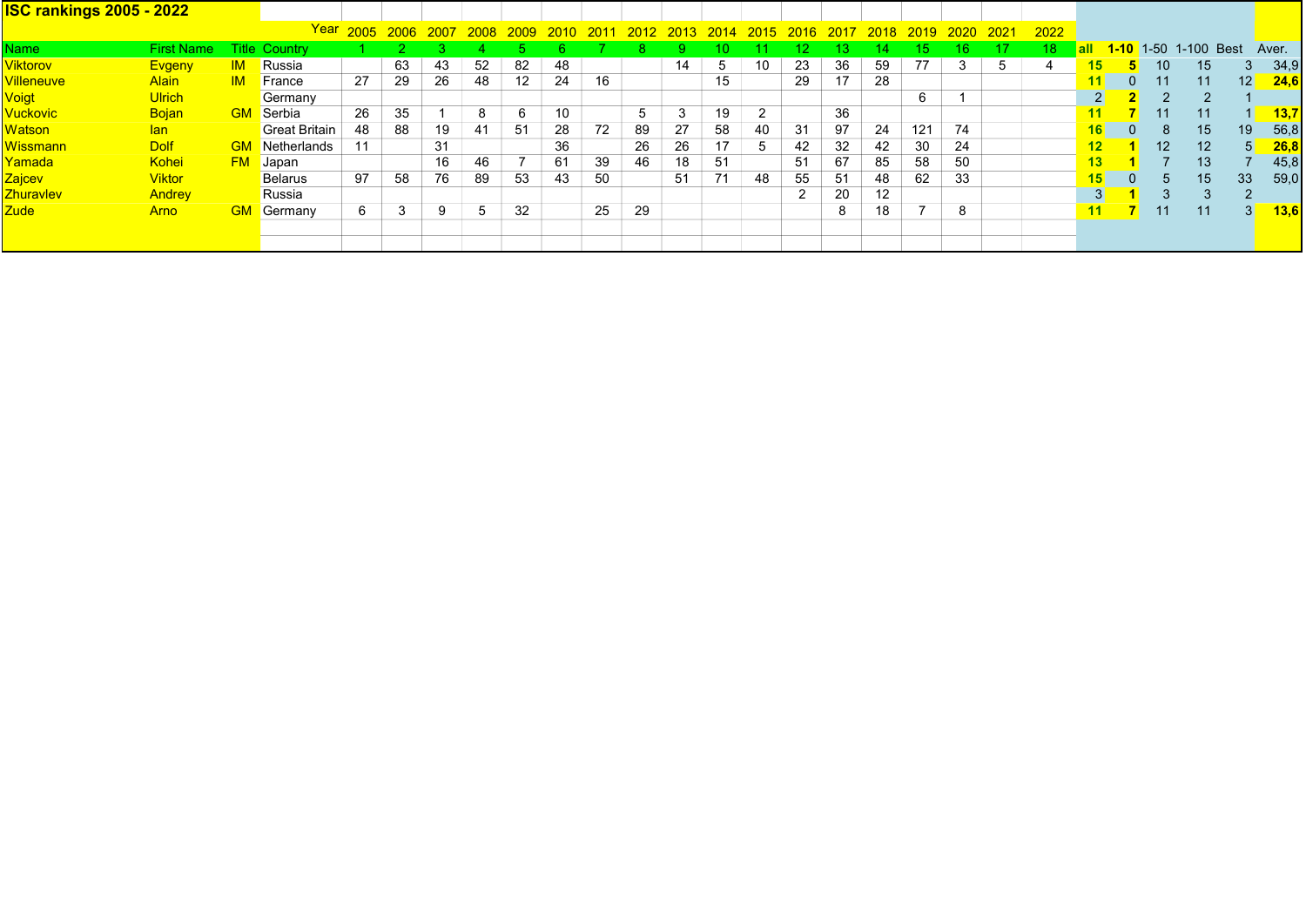## ISC rankings 2005 - 2022

| | | | Year | 2005 | 2006 | 2007 | 2008 | 2009 | 2010 | 2011 | 2012 | 2013 | 2014 | 2015 | 2016 | 2017 | 2018 | 2019 | 2020 | 2021 | 2022 | | | | | | |
|---|---|---|---|---|---|---|---|---|---|---|---|---|---|---|---|---|---|---|---|---|---|---|---|---|---|---|---|
| Name | First Name | Title | Country | 1 | 2 | 3 | 4 | 5 | 6 | 7 | 8 | 9 | 10 | 11 | 12 | 13 | 14 | 15 | 16 | 17 | 18 | all | 1-10 | 1-50 | 1-100 | Best | Aver. |
| Viktorov | Evgeny | IM | Russia | | 63 | 43 | 52 | 82 | 48 | | | 14 | 5 | 10 | 23 | 36 | 59 | 77 | 3 | 5 | 4 | 15 | 5 | 10 | 15 | 3 | 34,9 |
| Villeneuve | Alain | IM | France | 27 | 29 | 26 | 48 | 12 | 24 | 16 | | | 15 | | 29 | 17 | 28 | | | | | 11 | 0 | 11 | 11 | 12 | 24,6 |
| Voigt | Ulrich | | Germany | | | | | | | | | | | | | | | 6 | 1 | | | 2 | 2 | 2 | 2 | 1 | |
| Vuckovic | Bojan | GM | Serbia | 26 | 35 | 1 | 8 | 6 | 10 | | 5 | 3 | 19 | 2 | | 36 | | | | | | 11 | 7 | 11 | 11 | 1 | 13,7 |
| Watson | Ian | | Great Britain | 48 | 88 | 19 | 41 | 51 | 28 | 72 | 89 | 27 | 58 | 40 | 31 | 97 | 24 | 121 | 74 | | | 16 | 0 | 8 | 15 | 19 | 56,8 |
| Wissmann | Dolf | GM | Netherlands | 11 | | 31 | | | 36 | | 26 | 26 | 17 | 5 | 42 | 32 | 42 | 30 | 24 | | | 12 | 1 | 12 | 12 | 5 | 26,8 |
| Yamada | Kohei | FM | Japan | | | 16 | 46 | 7 | 61 | 39 | 46 | 18 | 51 | | 51 | 67 | 85 | 58 | 50 | | | 13 | 1 | 7 | 13 | 7 | 45,8 |
| Zajcev | Viktor | | Belarus | 97 | 58 | 76 | 89 | 53 | 43 | 50 | | 51 | 71 | 48 | 55 | 51 | 48 | 62 | 33 | | | 15 | 0 | 5 | 15 | 33 | 59,0 |
| Zhuravlev | Andrey | | Russia | | | | | | | | | | | | 2 | 20 | 12 | | | | | 3 | 1 | 3 | 3 | 2 | |
| Zude | Arno | GM | Germany | 6 | 3 | 9 | 5 | 32 | | 25 | 29 | | | | | 8 | 18 | 7 | 8 | | | 11 | 7 | 11 | 11 | 3 | 13,6 |